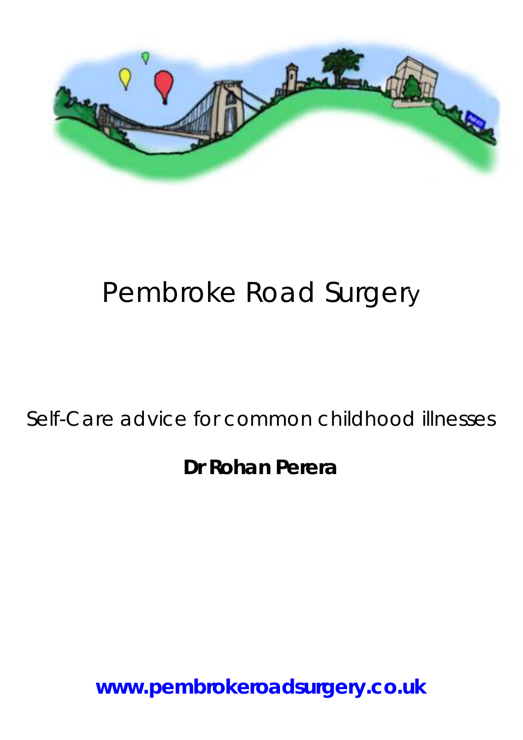# Pembroke Road Surgery

## Self-Care advice for common childhood illnesses

**Dr Rohan Perera**

**www.pembrokeroadsurgery.co.uk**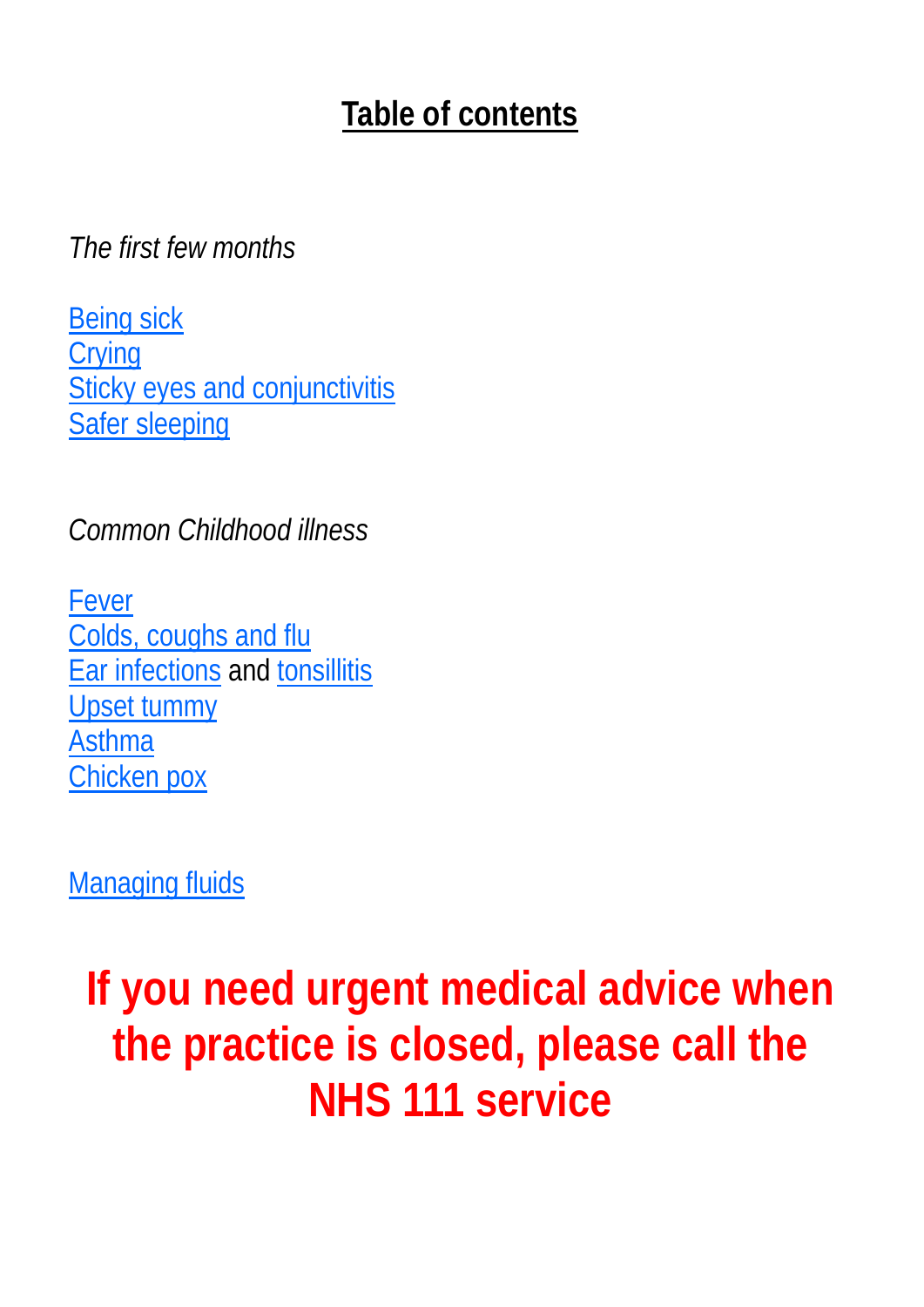# Table of contents

*The first few months*

Being sick
Crying
Sticky eyes and conjunctivitis
Safer sleeping

*Common Childhood illness*

Fever
Colds, coughs and flu
Ear infections and tonsillitis
Upset tummy
Asthma
Chicken pox

Managing fluids

**If you need urgent medical advice when the practice is closed, please call the NHS 111 service**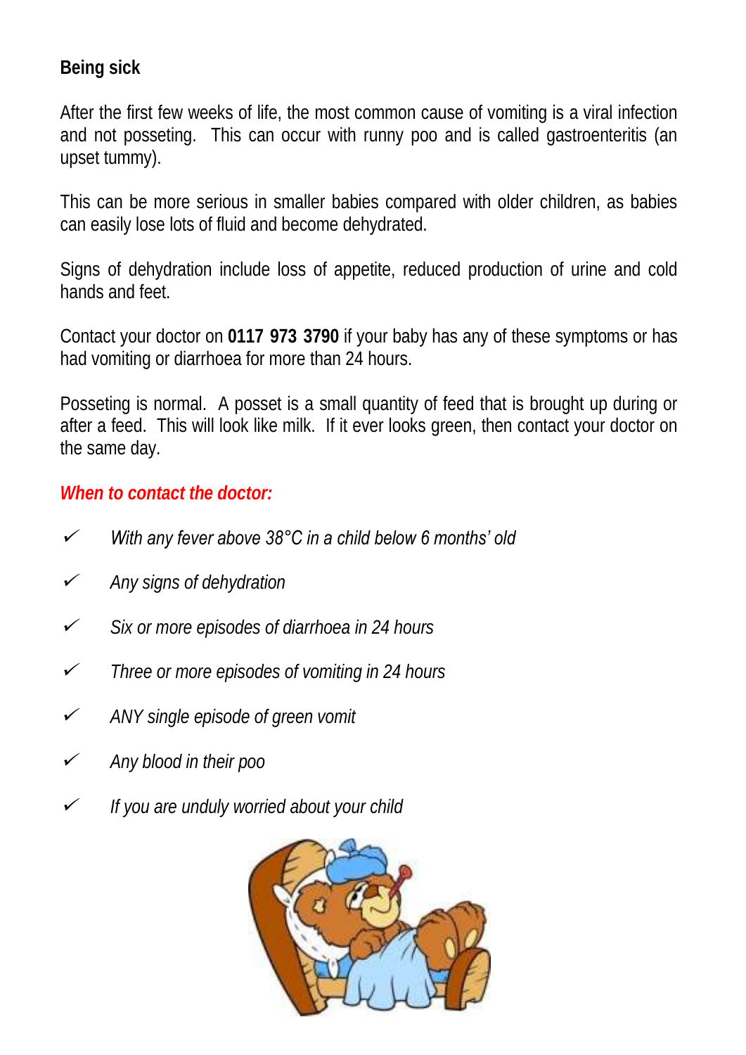## Being sick

After the first few weeks of life, the most common cause of vomiting is a viral infection and not posseting. This can occur with runny poo and is called gastroenteritis (an upset tummy).

This can be more serious in smaller babies compared with older children, as babies can easily lose lots of fluid and become dehydrated.

Signs of dehydration include loss of appetite, reduced production of urine and cold hands and feet.

Contact your doctor on **0117 973 3790** if your baby has any of these symptoms or has had vomiting or diarrhoea for more than 24 hours.

Posseting is normal. A posset is a small quantity of feed that is brought up during or after a feed. This will look like milk. If it ever looks green, then contact your doctor on the same day.

***When to contact the doctor:***

- ✓ *With any fever above 38°C in a child below 6 months' old*
- ✓ *Any signs of dehydration*
- ✓ *Six or more episodes of diarrhoea in 24 hours*
- ✓ *Three or more episodes of vomiting in 24 hours*
- ✓ *ANY single episode of green vomit*
- ✓ *Any blood in their poo*
- ✓ *If you are unduly worried about your child*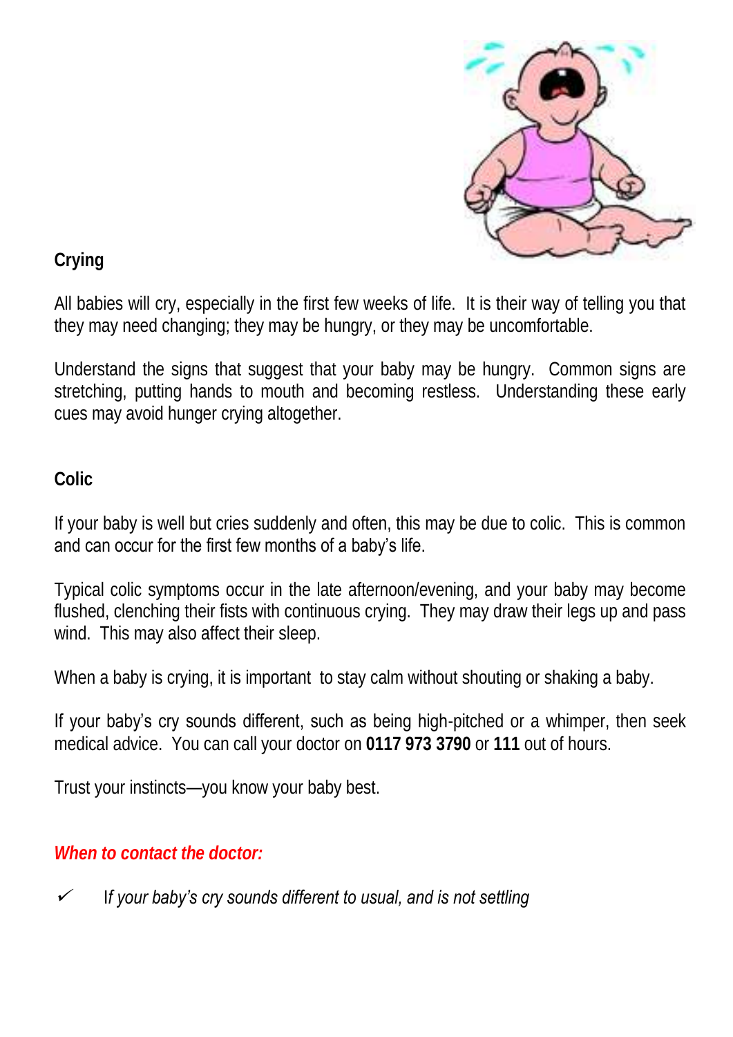## Crying

All babies will cry, especially in the first few weeks of life. It is their way of telling you that they may need changing; they may be hungry, or they may be uncomfortable.

Understand the signs that suggest that your baby may be hungry. Common signs are stretching, putting hands to mouth and becoming restless. Understanding these early cues may avoid hunger crying altogether.

## Colic

If your baby is well but cries suddenly and often, this may be due to colic. This is common and can occur for the first few months of a baby's life.

Typical colic symptoms occur in the late afternoon/evening, and your baby may become flushed, clenching their fists with continuous crying. They may draw their legs up and pass wind. This may also affect their sleep.

When a baby is crying, it is important to stay calm without shouting or shaking a baby.

If your baby's cry sounds different, such as being high-pitched or a whimper, then seek medical advice. You can call your doctor on **0117 973 3790** or **111** out of hours.

Trust your instincts—you know your baby best.

***When to contact the doctor:***

- ✓ *If your baby's cry sounds different to usual, and is not settling*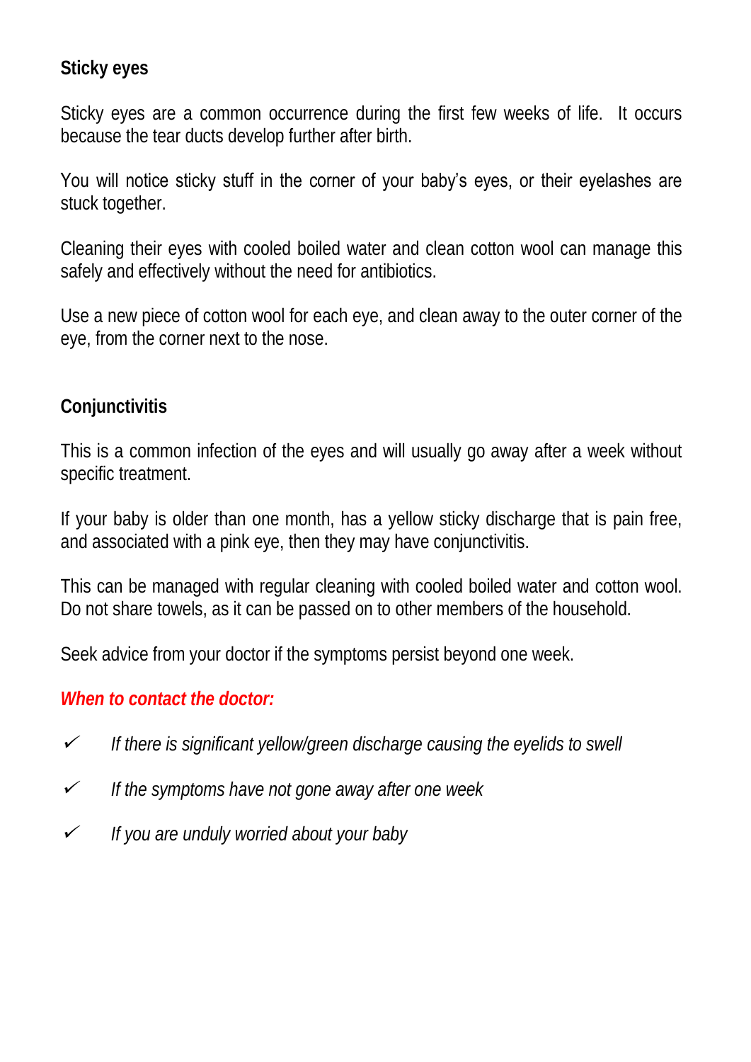## Sticky eyes

Sticky eyes are a common occurrence during the first few weeks of life. It occurs because the tear ducts develop further after birth.

You will notice sticky stuff in the corner of your baby's eyes, or their eyelashes are stuck together.

Cleaning their eyes with cooled boiled water and clean cotton wool can manage this safely and effectively without the need for antibiotics.

Use a new piece of cotton wool for each eye, and clean away to the outer corner of the eye, from the corner next to the nose.

## Conjunctivitis

This is a common infection of the eyes and will usually go away after a week without specific treatment.

If your baby is older than one month, has a yellow sticky discharge that is pain free, and associated with a pink eye, then they may have conjunctivitis.

This can be managed with regular cleaning with cooled boiled water and cotton wool. Do not share towels, as it can be passed on to other members of the household.

Seek advice from your doctor if the symptoms persist beyond one week.

***When to contact the doctor:***

- ✓ *If there is significant yellow/green discharge causing the eyelids to swell*
- ✓ *If the symptoms have not gone away after one week*
- ✓ *If you are unduly worried about your baby*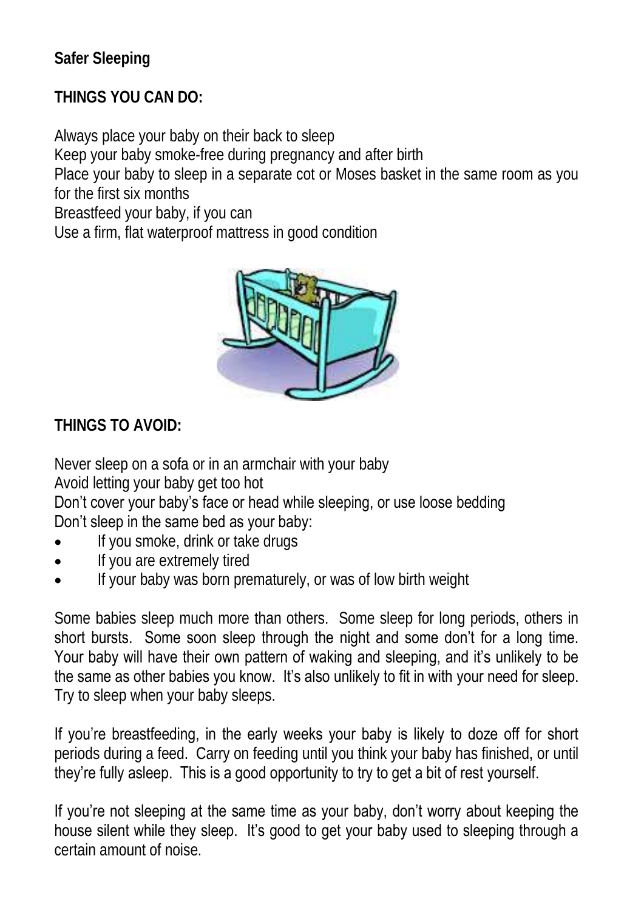**Safer Sleeping**

**THINGS YOU CAN DO:**

Always place your baby on their back to sleep
Keep your baby smoke-free during pregnancy and after birth
Place your baby to sleep in a separate cot or Moses basket in the same room as you for the first six months
Breastfeed your baby, if you can
Use a firm, flat waterproof mattress in good condition

**THINGS TO AVOID:**

Never sleep on a sofa or in an armchair with your baby
Avoid letting your baby get too hot
Don't cover your baby's face or head while sleeping, or use loose bedding
Don't sleep in the same bed as your baby:

- If you smoke, drink or take drugs
- If you are extremely tired
- If your baby was born prematurely, or was of low birth weight

Some babies sleep much more than others. Some sleep for long periods, others in short bursts. Some soon sleep through the night and some don't for a long time. Your baby will have their own pattern of waking and sleeping, and it's unlikely to be the same as other babies you know. It's also unlikely to fit in with your need for sleep. Try to sleep when your baby sleeps.

If you're breastfeeding, in the early weeks your baby is likely to doze off for short periods during a feed. Carry on feeding until you think your baby has finished, or until they're fully asleep. This is a good opportunity to try to get a bit of rest yourself.

If you're not sleeping at the same time as your baby, don't worry about keeping the house silent while they sleep. It's good to get your baby used to sleeping through a certain amount of noise.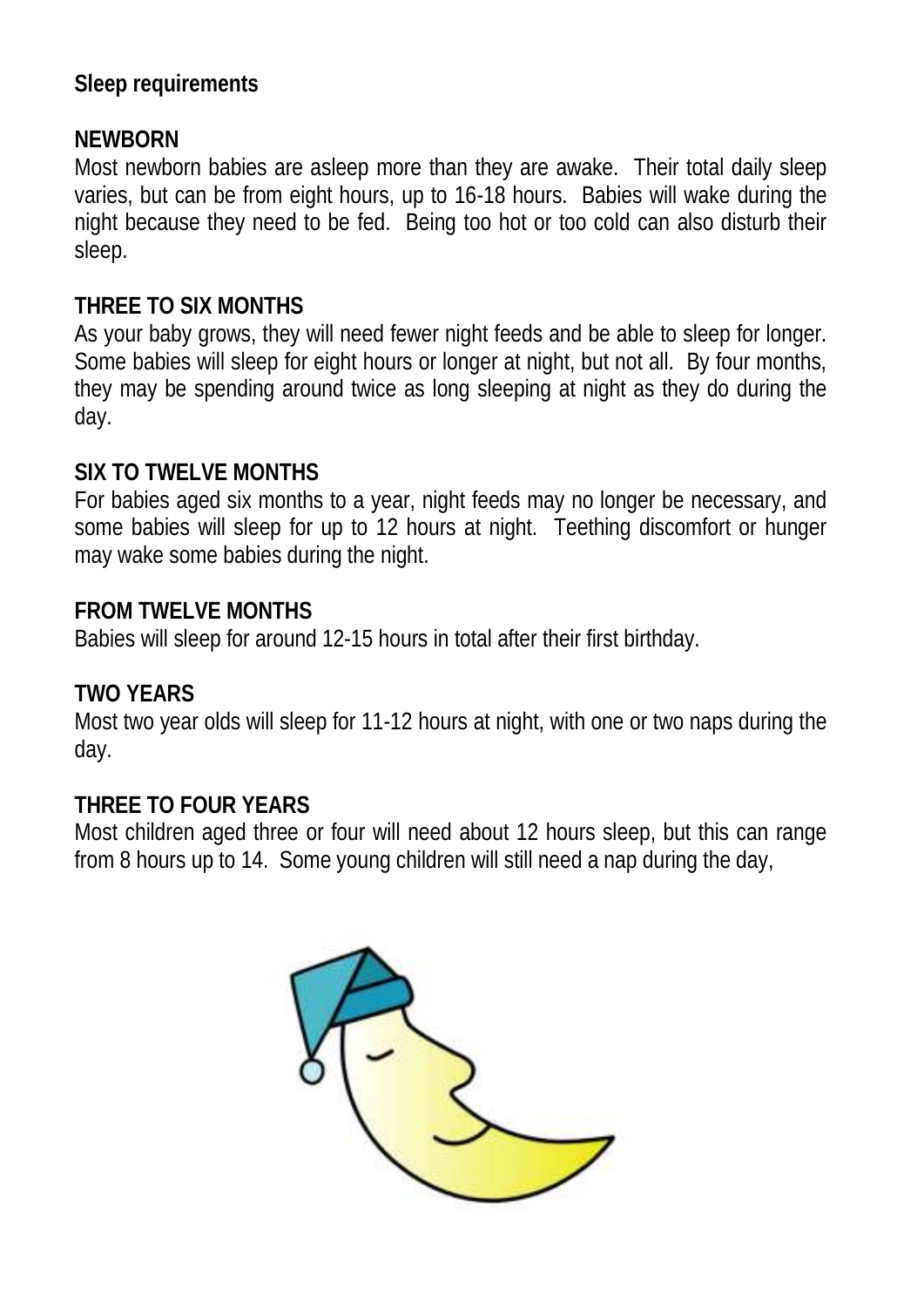## Sleep requirements

### NEWBORN

Most newborn babies are asleep more than they are awake. Their total daily sleep varies, but can be from eight hours, up to 16-18 hours. Babies will wake during the night because they need to be fed. Being too hot or too cold can also disturb their sleep.

### THREE TO SIX MONTHS

As your baby grows, they will need fewer night feeds and be able to sleep for longer. Some babies will sleep for eight hours or longer at night, but not all. By four months, they may be spending around twice as long sleeping at night as they do during the day.

### SIX TO TWELVE MONTHS

For babies aged six months to a year, night feeds may no longer be necessary, and some babies will sleep for up to 12 hours at night. Teething discomfort or hunger may wake some babies during the night.

### FROM TWELVE MONTHS

Babies will sleep for around 12-15 hours in total after their first birthday.

### TWO YEARS

Most two year olds will sleep for 11-12 hours at night, with one or two naps during the day.

### THREE TO FOUR YEARS

Most children aged three or four will need about 12 hours sleep, but this can range from 8 hours up to 14. Some young children will still need a nap during the day,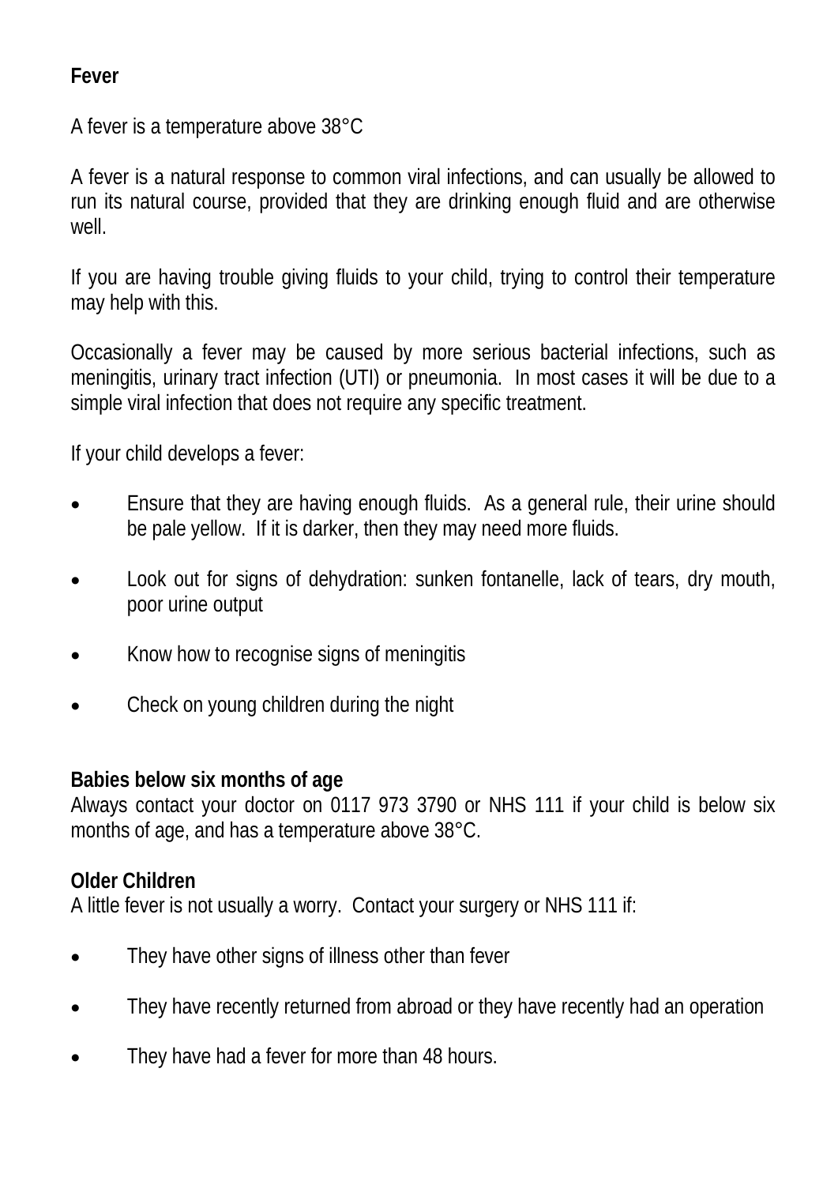## Fever

A fever is a temperature above 38°C

A fever is a natural response to common viral infections, and can usually be allowed to run its natural course, provided that they are drinking enough fluid and are otherwise well.

If you are having trouble giving fluids to your child, trying to control their temperature may help with this.

Occasionally a fever may be caused by more serious bacterial infections, such as meningitis, urinary tract infection (UTI) or pneumonia. In most cases it will be due to a simple viral infection that does not require any specific treatment.

If your child develops a fever:

- Ensure that they are having enough fluids. As a general rule, their urine should be pale yellow. If it is darker, then they may need more fluids.
- Look out for signs of dehydration: sunken fontanelle, lack of tears, dry mouth, poor urine output
- Know how to recognise signs of meningitis
- Check on young children during the night

### Babies below six months of age

Always contact your doctor on 0117 973 3790 or NHS 111 if your child is below six months of age, and has a temperature above 38°C.

### Older Children

A little fever is not usually a worry. Contact your surgery or NHS 111 if:

- They have other signs of illness other than fever
- They have recently returned from abroad or they have recently had an operation
- They have had a fever for more than 48 hours.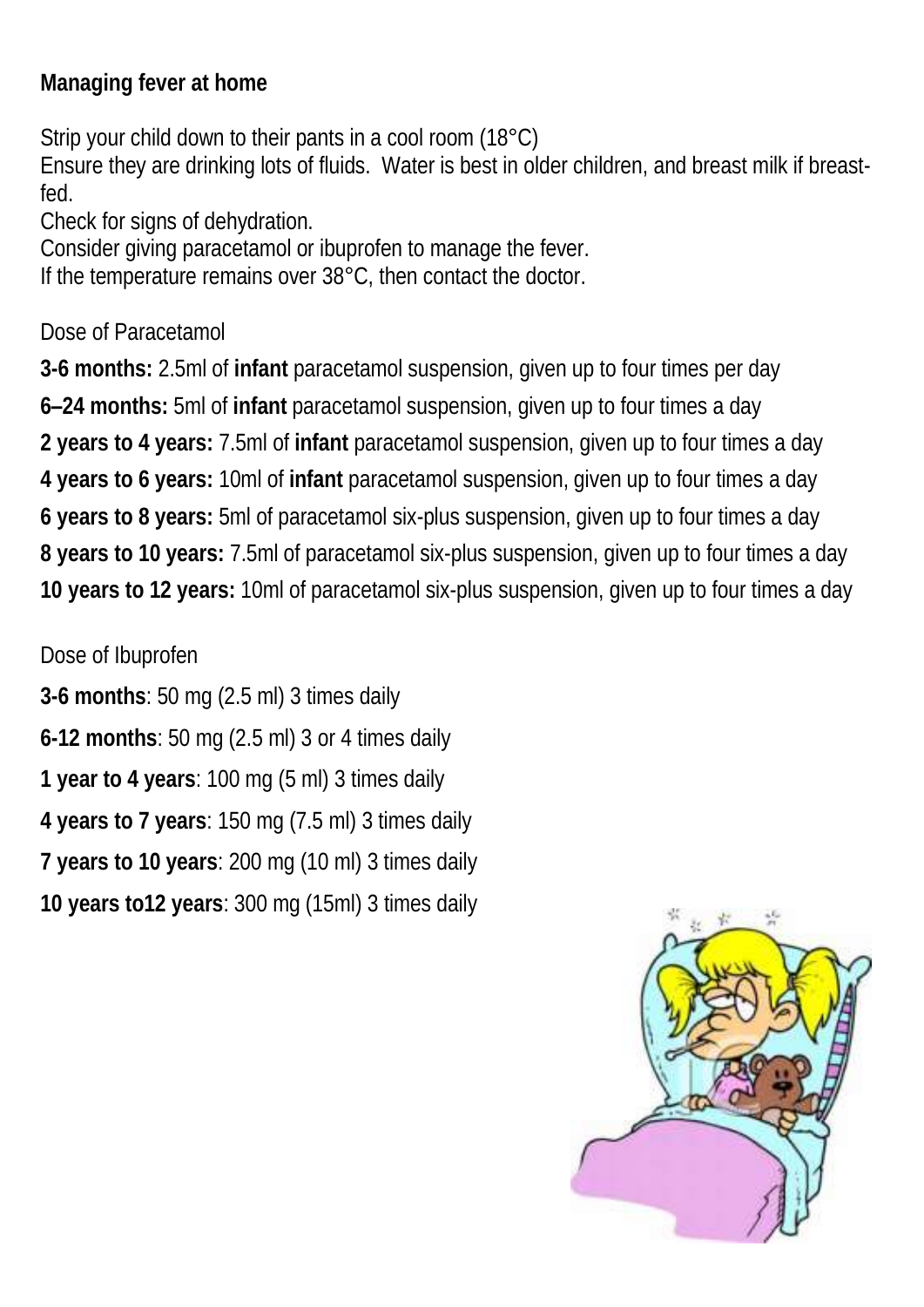**Managing fever at home**

Strip your child down to their pants in a cool room (18°C)
Ensure they are drinking lots of fluids. Water is best in older children, and breast milk if breast-fed.
Check for signs of dehydration.
Consider giving paracetamol or ibuprofen to manage the fever.
If the temperature remains over 38°C, then contact the doctor.

Dose of Paracetamol

**3-6 months:** 2.5ml of **infant** paracetamol suspension, given up to four times per day

**6–24 months:** 5ml of **infant** paracetamol suspension, given up to four times a day

**2 years to 4 years:** 7.5ml of **infant** paracetamol suspension, given up to four times a day

**4 years to 6 years:** 10ml of **infant** paracetamol suspension, given up to four times a day

**6 years to 8 years:** 5ml of paracetamol six-plus suspension, given up to four times a day

**8 years to 10 years:** 7.5ml of paracetamol six-plus suspension, given up to four times a day

**10 years to 12 years:** 10ml of paracetamol six-plus suspension, given up to four times a day

Dose of Ibuprofen

**3-6 months**: 50 mg (2.5 ml) 3 times daily

**6-12 months**: 50 mg (2.5 ml) 3 or 4 times daily

**1 year to 4 years**: 100 mg (5 ml) 3 times daily

**4 years to 7 years**: 150 mg (7.5 ml) 3 times daily

**7 years to 10 years**: 200 mg (10 ml) 3 times daily

**10 years to12 years**: 300 mg (15ml) 3 times daily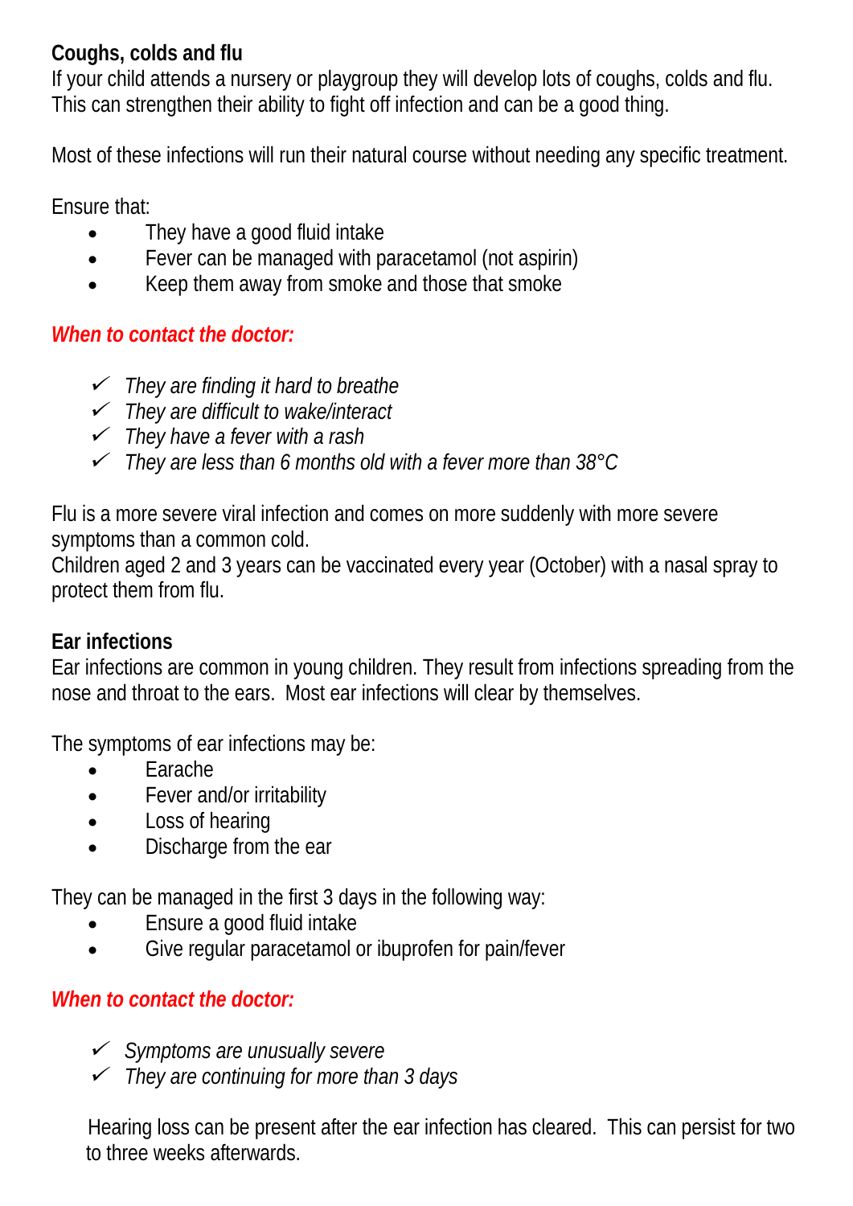**Coughs, colds and flu**

If your child attends a nursery or playgroup they will develop lots of coughs, colds and flu. This can strengthen their ability to fight off infection and can be a good thing.

Most of these infections will run their natural course without needing any specific treatment.

Ensure that:

- They have a good fluid intake
- Fever can be managed with paracetamol (not aspirin)
- Keep them away from smoke and those that smoke

***When to contact the doctor:***

- ✓ *They are finding it hard to breathe*
- ✓ *They are difficult to wake/interact*
- ✓ *They have a fever with a rash*
- ✓ *They are less than 6 months old with a fever more than 38°C*

Flu is a more severe viral infection and comes on more suddenly with more severe symptoms than a common cold.
Children aged 2 and 3 years can be vaccinated every year (October) with a nasal spray to protect them from flu.

**Ear infections**

Ear infections are common in young children. They result from infections spreading from the nose and throat to the ears. Most ear infections will clear by themselves.

The symptoms of ear infections may be:

- Earache
- Fever and/or irritability
- Loss of hearing
- Discharge from the ear

They can be managed in the first 3 days in the following way:

- Ensure a good fluid intake
- Give regular paracetamol or ibuprofen for pain/fever

***When to contact the doctor:***

- ✓ *Symptoms are unusually severe*
- ✓ *They are continuing for more than 3 days*

Hearing loss can be present after the ear infection has cleared. This can persist for two to three weeks afterwards.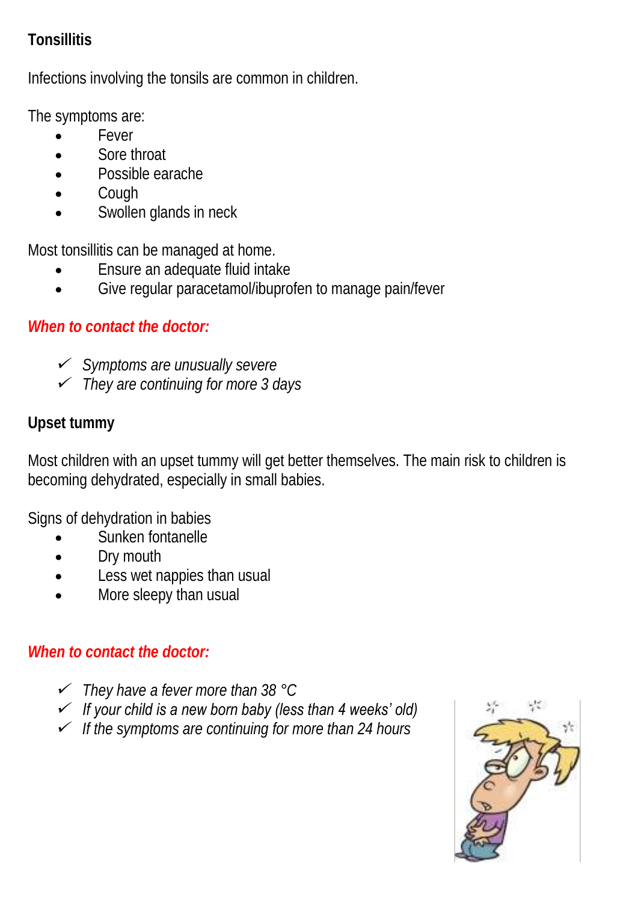## Tonsillitis

Infections involving the tonsils are common in children.

The symptoms are:

- Fever
- Sore throat
- Possible earache
- Cough
- Swollen glands in neck

Most tonsillitis can be managed at home.

- Ensure an adequate fluid intake
- Give regular paracetamol/ibuprofen to manage pain/fever

***When to contact the doctor:***

- ✓ *Symptoms are unusually severe*
- ✓ *They are continuing for more 3 days*

## Upset tummy

Most children with an upset tummy will get better themselves. The main risk to children is becoming dehydrated, especially in small babies.

Signs of dehydration in babies

- Sunken fontanelle
- Dry mouth
- Less wet nappies than usual
- More sleepy than usual

***When to contact the doctor:***

- ✓ *They have a fever more than 38 °C*
- ✓ *If your child is a new born baby (less than 4 weeks' old)*
- ✓ *If the symptoms are continuing for more than 24 hours*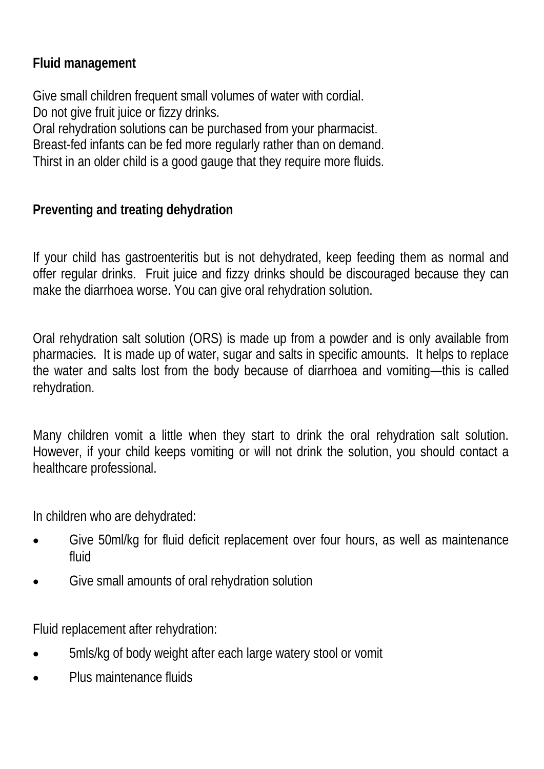**Fluid management**

Give small children frequent small volumes of water with cordial.
Do not give fruit juice or fizzy drinks.
Oral rehydration solutions can be purchased from your pharmacist.
Breast-fed infants can be fed more regularly rather than on demand.
Thirst in an older child is a good gauge that they require more fluids.

**Preventing and treating dehydration**

If your child has gastroenteritis but is not dehydrated, keep feeding them as normal and offer regular drinks. Fruit juice and fizzy drinks should be discouraged because they can make the diarrhoea worse. You can give oral rehydration solution.

Oral rehydration salt solution (ORS) is made up from a powder and is only available from pharmacies. It is made up of water, sugar and salts in specific amounts. It helps to replace the water and salts lost from the body because of diarrhoea and vomiting—this is called rehydration.

Many children vomit a little when they start to drink the oral rehydration salt solution. However, if your child keeps vomiting or will not drink the solution, you should contact a healthcare professional.

In children who are dehydrated:

- Give 50ml/kg for fluid deficit replacement over four hours, as well as maintenance fluid
- Give small amounts of oral rehydration solution

Fluid replacement after rehydration:

- 5mls/kg of body weight after each large watery stool or vomit
- Plus maintenance fluids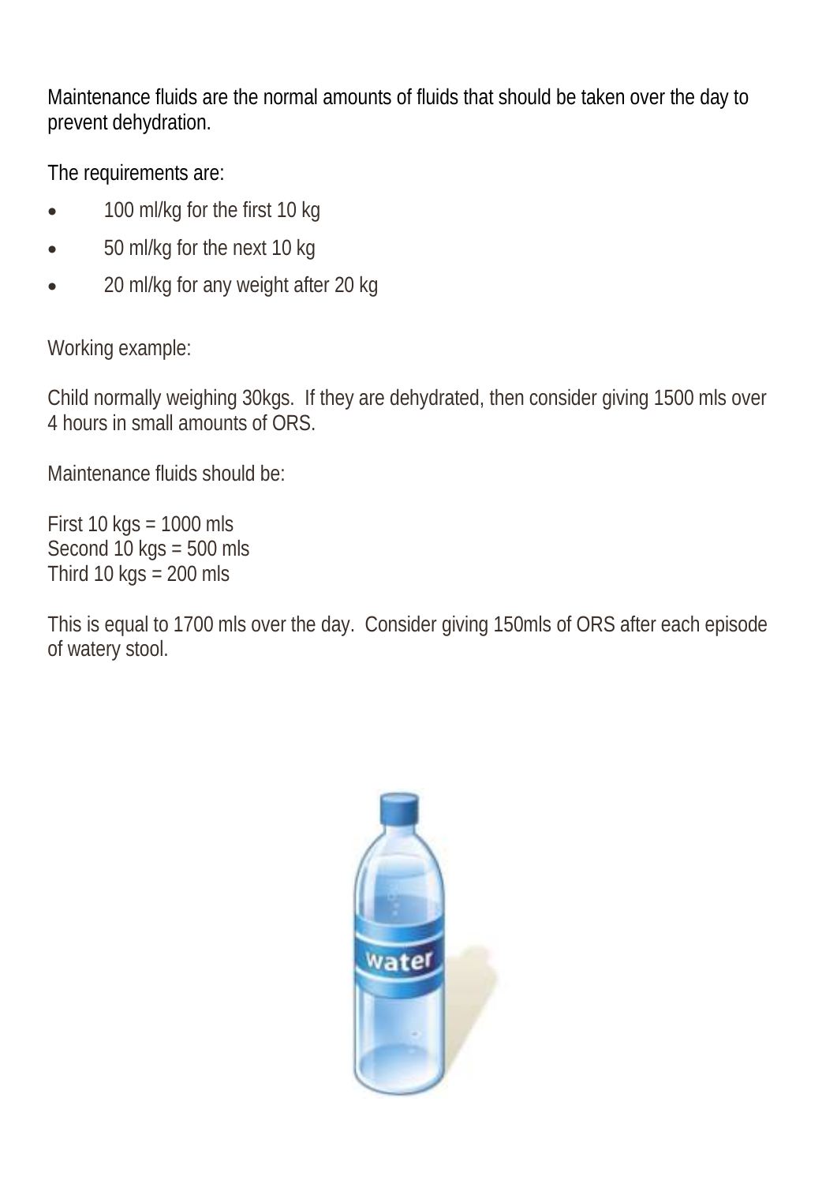Maintenance fluids are the normal amounts of fluids that should be taken over the day to prevent dehydration.

The requirements are:

- 100 ml/kg for the first 10 kg
- 50 ml/kg for the next 10 kg
- 20 ml/kg for any weight after 20 kg

Working example:

Child normally weighing 30kgs. If they are dehydrated, then consider giving 1500 mls over 4 hours in small amounts of ORS.

Maintenance fluids should be:

First 10 kgs = 1000 mls
Second 10 kgs = 500 mls
Third 10 kgs = 200 mls

This is equal to 1700 mls over the day. Consider giving 150mls of ORS after each episode of watery stool.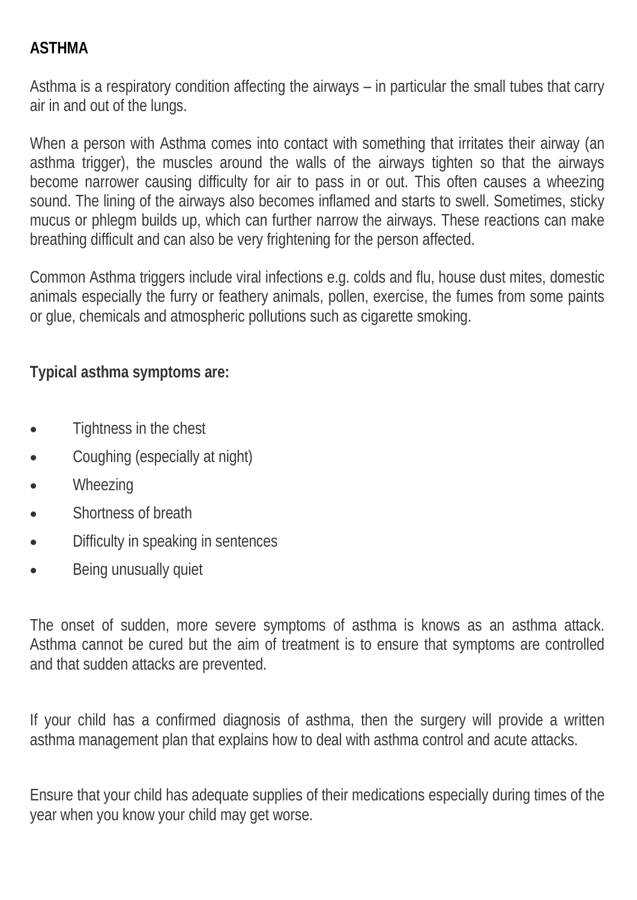## ASTHMA

Asthma is a respiratory condition affecting the airways – in particular the small tubes that carry air in and out of the lungs.

When a person with Asthma comes into contact with something that irritates their airway (an asthma trigger), the muscles around the walls of the airways tighten so that the airways become narrower causing difficulty for air to pass in or out. This often causes a wheezing sound. The lining of the airways also becomes inflamed and starts to swell. Sometimes, sticky mucus or phlegm builds up, which can further narrow the airways. These reactions can make breathing difficult and can also be very frightening for the person affected.

Common Asthma triggers include viral infections e.g. colds and flu, house dust mites, domestic animals especially the furry or feathery animals, pollen, exercise, the fumes from some paints or glue, chemicals and atmospheric pollutions such as cigarette smoking.

**Typical asthma symptoms are:**

- Tightness in the chest
- Coughing (especially at night)
- Wheezing
- Shortness of breath
- Difficulty in speaking in sentences
- Being unusually quiet

The onset of sudden, more severe symptoms of asthma is knows as an asthma attack. Asthma cannot be cured but the aim of treatment is to ensure that symptoms are controlled and that sudden attacks are prevented.

If your child has a confirmed diagnosis of asthma, then the surgery will provide a written asthma management plan that explains how to deal with asthma control and acute attacks.

Ensure that your child has adequate supplies of their medications especially during times of the year when you know your child may get worse.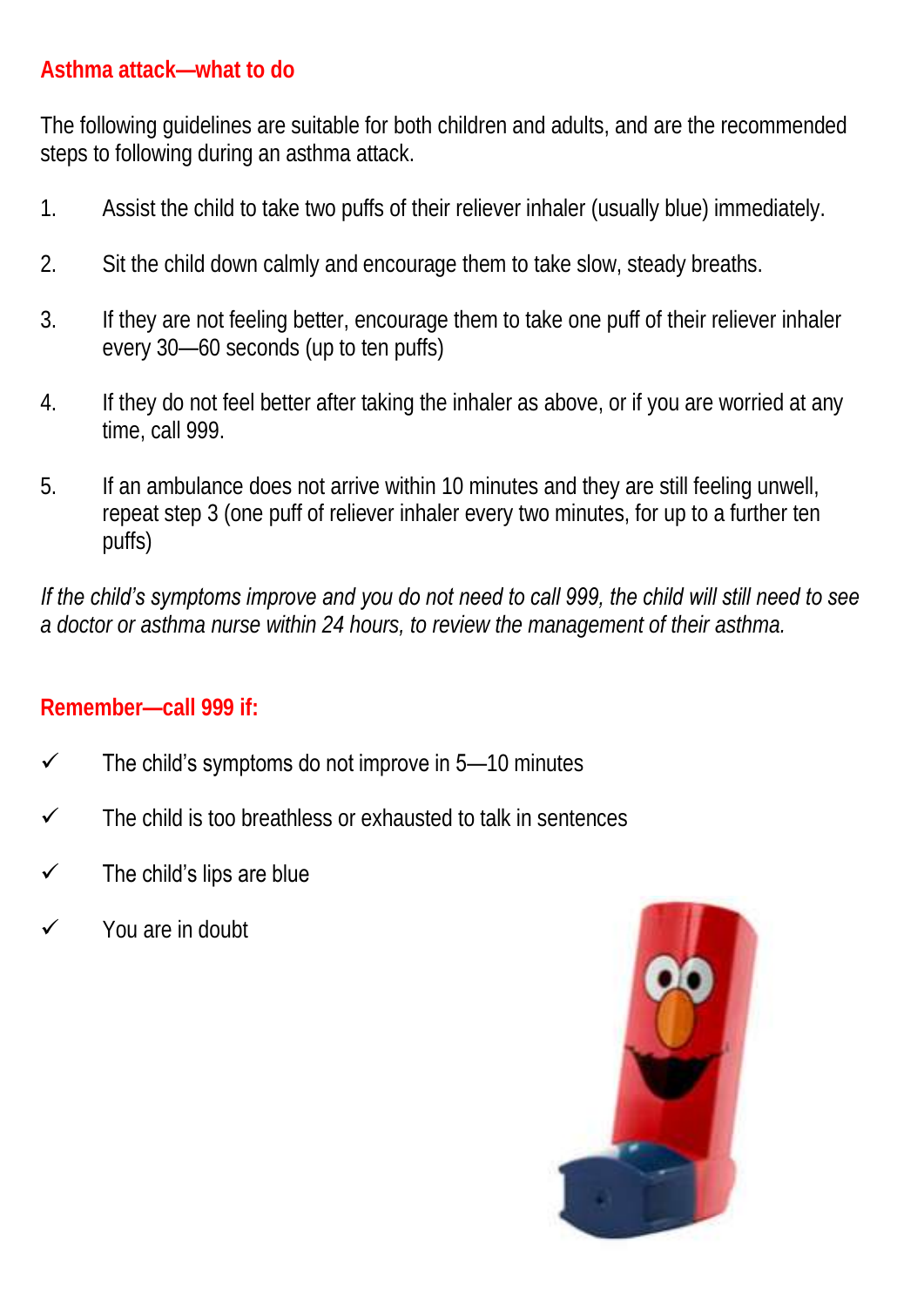## Asthma attack—what to do

The following guidelines are suitable for both children and adults, and are the recommended steps to following during an asthma attack.

1. Assist the child to take two puffs of their reliever inhaler (usually blue) immediately.

2. Sit the child down calmly and encourage them to take slow, steady breaths.

3. If they are not feeling better, encourage them to take one puff of their reliever inhaler every 30—60 seconds (up to ten puffs)

4. If they do not feel better after taking the inhaler as above, or if you are worried at any time, call 999.

5. If an ambulance does not arrive within 10 minutes and they are still feeling unwell, repeat step 3 (one puff of reliever inhaler every two minutes, for up to a further ten puffs)

*If the child's symptoms improve and you do not need to call 999, the child will still need to see a doctor or asthma nurse within 24 hours, to review the management of their asthma.*

## Remember—call 999 if:

- ✓ The child's symptoms do not improve in 5—10 minutes
- ✓ The child is too breathless or exhausted to talk in sentences
- ✓ The child's lips are blue
- ✓ You are in doubt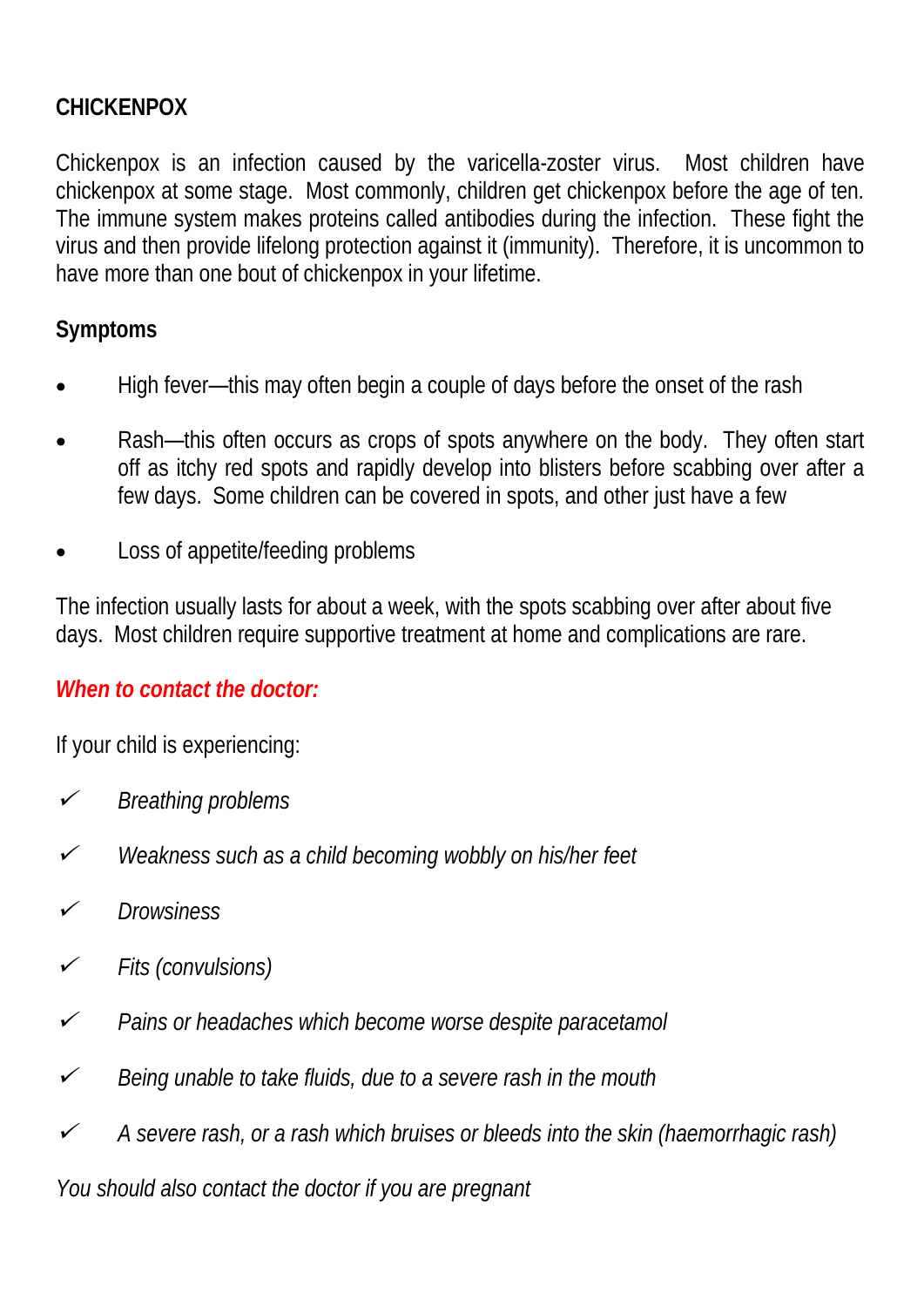## CHICKENPOX

Chickenpox is an infection caused by the varicella-zoster virus. Most children have chickenpox at some stage. Most commonly, children get chickenpox before the age of ten. The immune system makes proteins called antibodies during the infection. These fight the virus and then provide lifelong protection against it (immunity). Therefore, it is uncommon to have more than one bout of chickenpox in your lifetime.

### Symptoms

- High fever—this may often begin a couple of days before the onset of the rash
- Rash—this often occurs as crops of spots anywhere on the body. They often start off as itchy red spots and rapidly develop into blisters before scabbing over after a few days. Some children can be covered in spots, and other just have a few
- Loss of appetite/feeding problems

The infection usually lasts for about a week, with the spots scabbing over after about five days. Most children require supportive treatment at home and complications are rare.

### ***When to contact the doctor:***

If your child is experiencing:

- ✓ *Breathing problems*
- ✓ *Weakness such as a child becoming wobbly on his/her feet*
- ✓ *Drowsiness*
- ✓ *Fits (convulsions)*
- ✓ *Pains or headaches which become worse despite paracetamol*
- ✓ *Being unable to take fluids, due to a severe rash in the mouth*
- ✓ *A severe rash, or a rash which bruises or bleeds into the skin (haemorrhagic rash)*

*You should also contact the doctor if you are pregnant*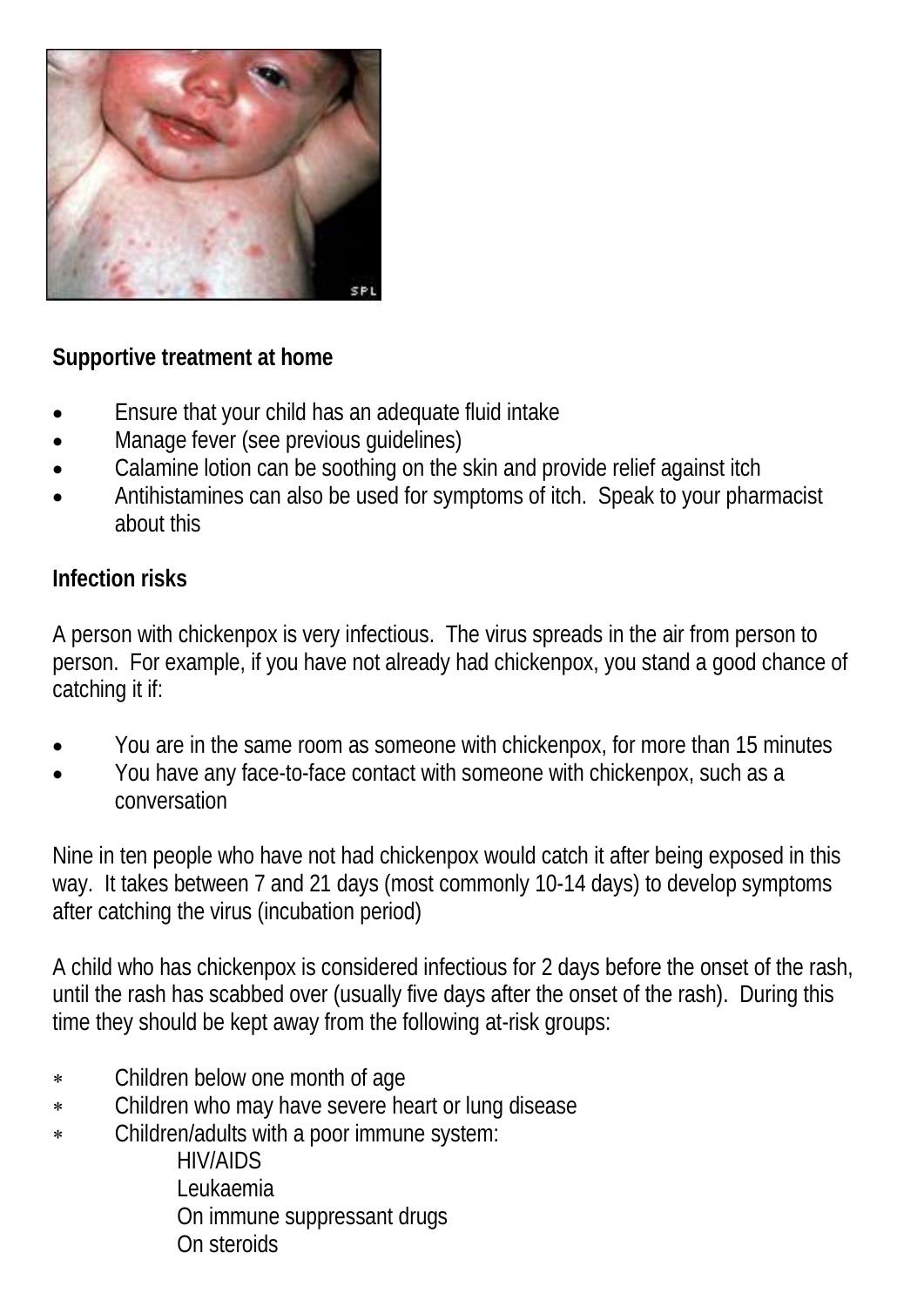**Supportive treatment at home**

- Ensure that your child has an adequate fluid intake
- Manage fever (see previous guidelines)
- Calamine lotion can be soothing on the skin and provide relief against itch
- Antihistamines can also be used for symptoms of itch. Speak to your pharmacist about this

**Infection risks**

A person with chickenpox is very infectious. The virus spreads in the air from person to person. For example, if you have not already had chickenpox, you stand a good chance of catching it if:

- You are in the same room as someone with chickenpox, for more than 15 minutes
- You have any face-to-face contact with someone with chickenpox, such as a conversation

Nine in ten people who have not had chickenpox would catch it after being exposed in this way. It takes between 7 and 21 days (most commonly 10-14 days) to develop symptoms after catching the virus (incubation period)

A child who has chickenpox is considered infectious for 2 days before the onset of the rash, until the rash has scabbed over (usually five days after the onset of the rash). During this time they should be kept away from the following at-risk groups:

- Children below one month of age
- Children who may have severe heart or lung disease
- Children/adults with a poor immune system:
    - HIV/AIDS
    - Leukaemia
    - On immune suppressant drugs
    - On steroids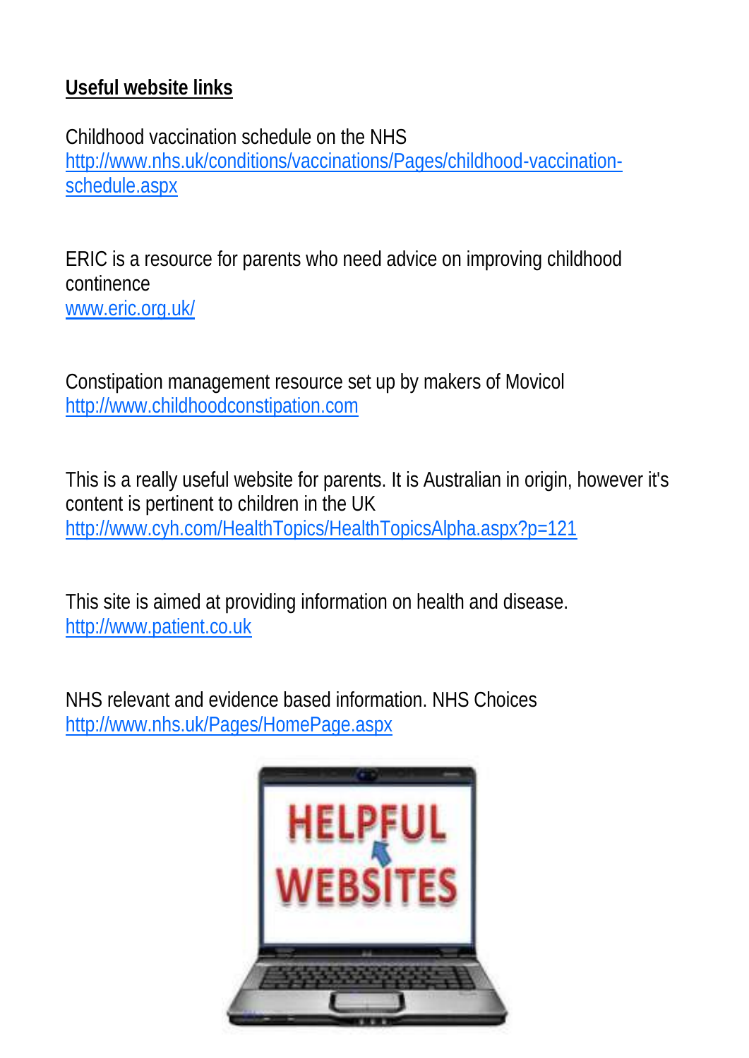**Useful website links**

Childhood vaccination schedule on the NHS
http://www.nhs.uk/conditions/vaccinations/Pages/childhood-vaccination-schedule.aspx

ERIC is a resource for parents who need advice on improving childhood continence
www.eric.org.uk/

Constipation management resource set up by makers of Movicol
http://www.childhoodconstipation.com

This is a really useful website for parents. It is Australian in origin, however it's content is pertinent to children in the UK
http://www.cyh.com/HealthTopics/HealthTopicsAlpha.aspx?p=121

This site is aimed at providing information on health and disease.
http://www.patient.co.uk

NHS relevant and evidence based information. NHS Choices
http://www.nhs.uk/Pages/HomePage.aspx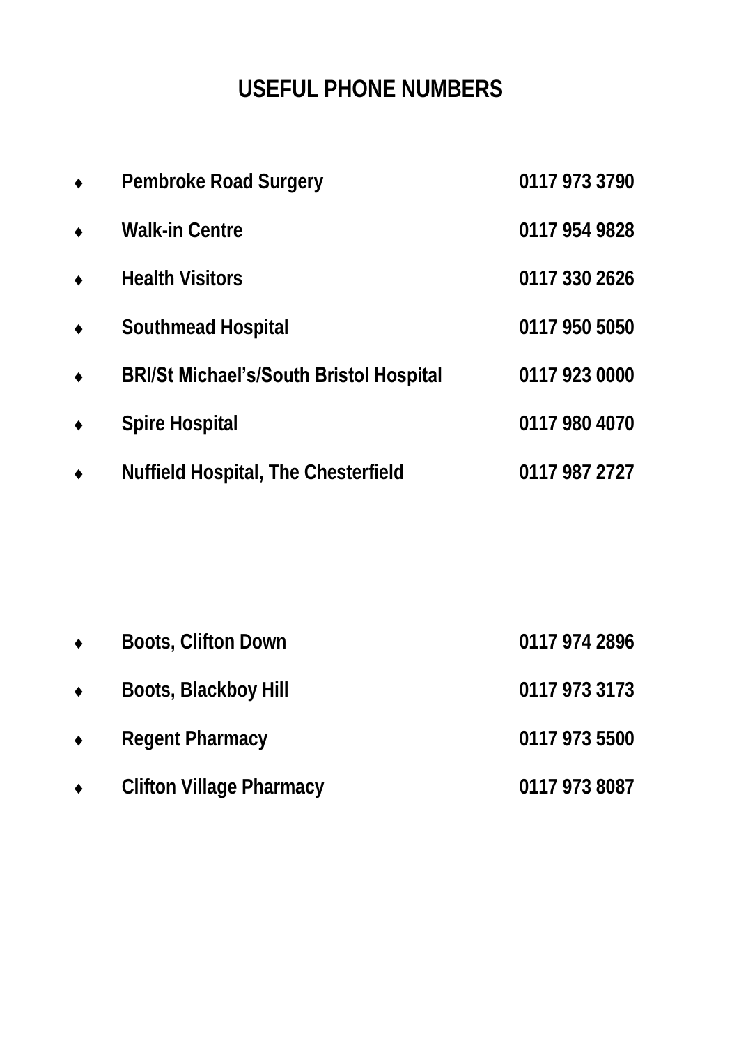# USEFUL PHONE NUMBERS

| | |
|---|---|
| Pembroke Road Surgery | 0117 973 3790 |
| Walk-in Centre | 0117 954 9828 |
| Health Visitors | 0117 330 2626 |
| Southmead Hospital | 0117 950 5050 |
| BRI/St Michael's/South Bristol Hospital | 0117 923 0000 |
| Spire Hospital | 0117 980 4070 |
| Nuffield Hospital, The Chesterfield | 0117 987 2727 |

| | |
|---|---|
| Boots, Clifton Down | 0117 974 2896 |
| Boots, Blackboy Hill | 0117 973 3173 |
| Regent Pharmacy | 0117 973 5500 |
| Clifton Village Pharmacy | 0117 973 8087 |